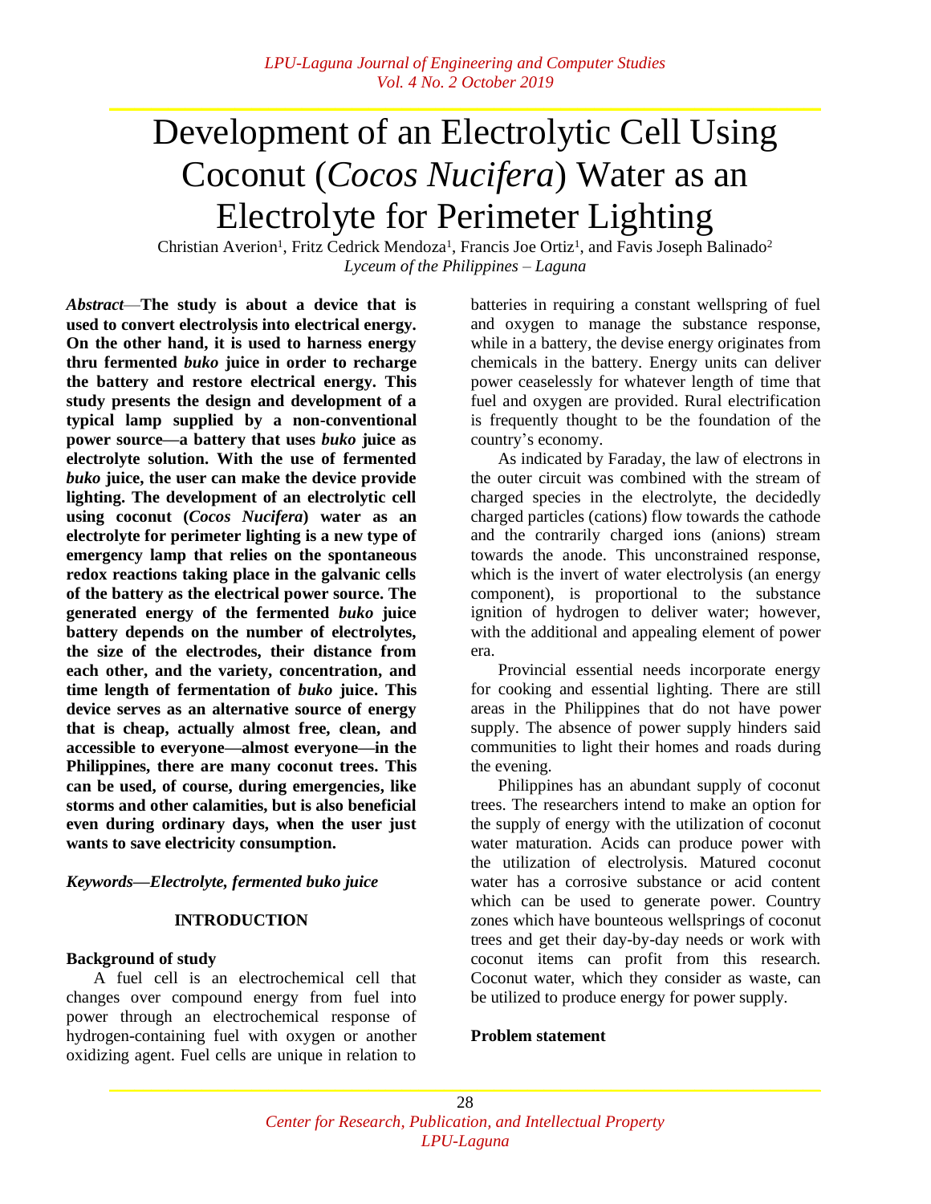# Development of an Electrolytic Cell Using Coconut (*Cocos Nucifera*) Water as an Electrolyte for Perimeter Lighting

Christian Averion[1], Fritz Cedrick Mendoza[1], Francis Joe Ortiz[1], and Favis Joseph Balinado[2]
*Lyceum of the Philippines – Laguna*

***Abstract*****—The study is about a device that is used to convert electrolysis into electrical energy. On the other hand, it is used to harness energy thru fermented *buko* juice in order to recharge the battery and restore electrical energy. This study presents the design and development of a typical lamp supplied by a non-conventional power source—a battery that uses *buko* juice as electrolyte solution. With the use of fermented *buko* juice, the user can make the device provide lighting. The development of an electrolytic cell using coconut (*Cocos Nucifera*) water as an electrolyte for perimeter lighting is a new type of emergency lamp that relies on the spontaneous redox reactions taking place in the galvanic cells of the battery as the electrical power source. The generated energy of the fermented *buko* juice battery depends on the number of electrolytes, the size of the electrodes, their distance from each other, and the variety, concentration, and time length of fermentation of *buko* juice. This device serves as an alternative source of energy that is cheap, actually almost free, clean, and accessible to everyone—almost everyone—in the Philippines, there are many coconut trees. This can be used, of course, during emergencies, like storms and other calamities, but is also beneficial even during ordinary days, when the user just wants to save electricity consumption.**

***Keywords—Electrolyte, fermented buko juice***

## INTRODUCTION

### Background of study

A fuel cell is an electrochemical cell that changes over compound energy from fuel into power through an electrochemical response of hydrogen-containing fuel with oxygen or another oxidizing agent. Fuel cells are unique in relation to batteries in requiring a constant wellspring of fuel and oxygen to manage the substance response, while in a battery, the devise energy originates from chemicals in the battery. Energy units can deliver power ceaselessly for whatever length of time that fuel and oxygen are provided. Rural electrification is frequently thought to be the foundation of the country's economy.

As indicated by Faraday, the law of electrons in the outer circuit was combined with the stream of charged species in the electrolyte, the decidedly charged particles (cations) flow towards the cathode and the contrarily charged ions (anions) stream towards the anode. This unconstrained response, which is the invert of water electrolysis (an energy component), is proportional to the substance ignition of hydrogen to deliver water; however, with the additional and appealing element of power era.

Provincial essential needs incorporate energy for cooking and essential lighting. There are still areas in the Philippines that do not have power supply. The absence of power supply hinders said communities to light their homes and roads during the evening.

Philippines has an abundant supply of coconut trees. The researchers intend to make an option for the supply of energy with the utilization of coconut water maturation. Acids can produce power with the utilization of electrolysis. Matured coconut water has a corrosive substance or acid content which can be used to generate power. Country zones which have bounteous wellsprings of coconut trees and get their day-by-day needs or work with coconut items can profit from this research. Coconut water, which they consider as waste, can be utilized to produce energy for power supply.

### Problem statement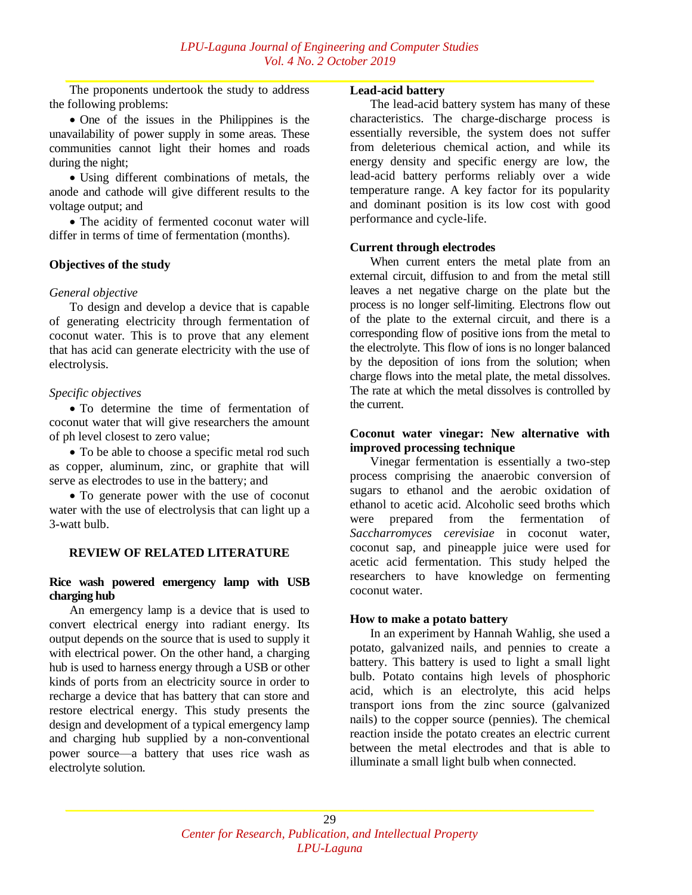The proponents undertook the study to address the following problems:

- One of the issues in the Philippines is the unavailability of power supply in some areas. These communities cannot light their homes and roads during the night;
- Using different combinations of metals, the anode and cathode will give different results to the voltage output; and
- The acidity of fermented coconut water will differ in terms of time of fermentation (months).

**Objectives of the study**

*General objective*

To design and develop a device that is capable of generating electricity through fermentation of coconut water. This is to prove that any element that has acid can generate electricity with the use of electrolysis.

*Specific objectives*

- To determine the time of fermentation of coconut water that will give researchers the amount of ph level closest to zero value;
- To be able to choose a specific metal rod such as copper, aluminum, zinc, or graphite that will serve as electrodes to use in the battery; and
- To generate power with the use of coconut water with the use of electrolysis that can light up a 3-watt bulb.

## REVIEW OF RELATED LITERATURE

**Rice wash powered emergency lamp with USB charging hub**

An emergency lamp is a device that is used to convert electrical energy into radiant energy. Its output depends on the source that is used to supply it with electrical power. On the other hand, a charging hub is used to harness energy through a USB or other kinds of ports from an electricity source in order to recharge a device that has battery that can store and restore electrical energy. This study presents the design and development of a typical emergency lamp and charging hub supplied by a non-conventional power source—a battery that uses rice wash as electrolyte solution.

**Lead-acid battery**

The lead-acid battery system has many of these characteristics. The charge-discharge process is essentially reversible, the system does not suffer from deleterious chemical action, and while its energy density and specific energy are low, the lead-acid battery performs reliably over a wide temperature range. A key factor for its popularity and dominant position is its low cost with good performance and cycle-life.

**Current through electrodes**

When current enters the metal plate from an external circuit, diffusion to and from the metal still leaves a net negative charge on the plate but the process is no longer self-limiting. Electrons flow out of the plate to the external circuit, and there is a corresponding flow of positive ions from the metal to the electrolyte. This flow of ions is no longer balanced by the deposition of ions from the solution; when charge flows into the metal plate, the metal dissolves. The rate at which the metal dissolves is controlled by the current.

**Coconut water vinegar: New alternative with improved processing technique**

Vinegar fermentation is essentially a two-step process comprising the anaerobic conversion of sugars to ethanol and the aerobic oxidation of ethanol to acetic acid. Alcoholic seed broths which were prepared from the fermentation of *Saccharromyces cerevisiae* in coconut water, coconut sap, and pineapple juice were used for acetic acid fermentation. This study helped the researchers to have knowledge on fermenting coconut water.

**How to make a potato battery**

In an experiment by Hannah Wahlig, she used a potato, galvanized nails, and pennies to create a battery. This battery is used to light a small light bulb. Potato contains high levels of phosphoric acid, which is an electrolyte, this acid helps transport ions from the zinc source (galvanized nails) to the copper source (pennies). The chemical reaction inside the potato creates an electric current between the metal electrodes and that is able to illuminate a small light bulb when connected.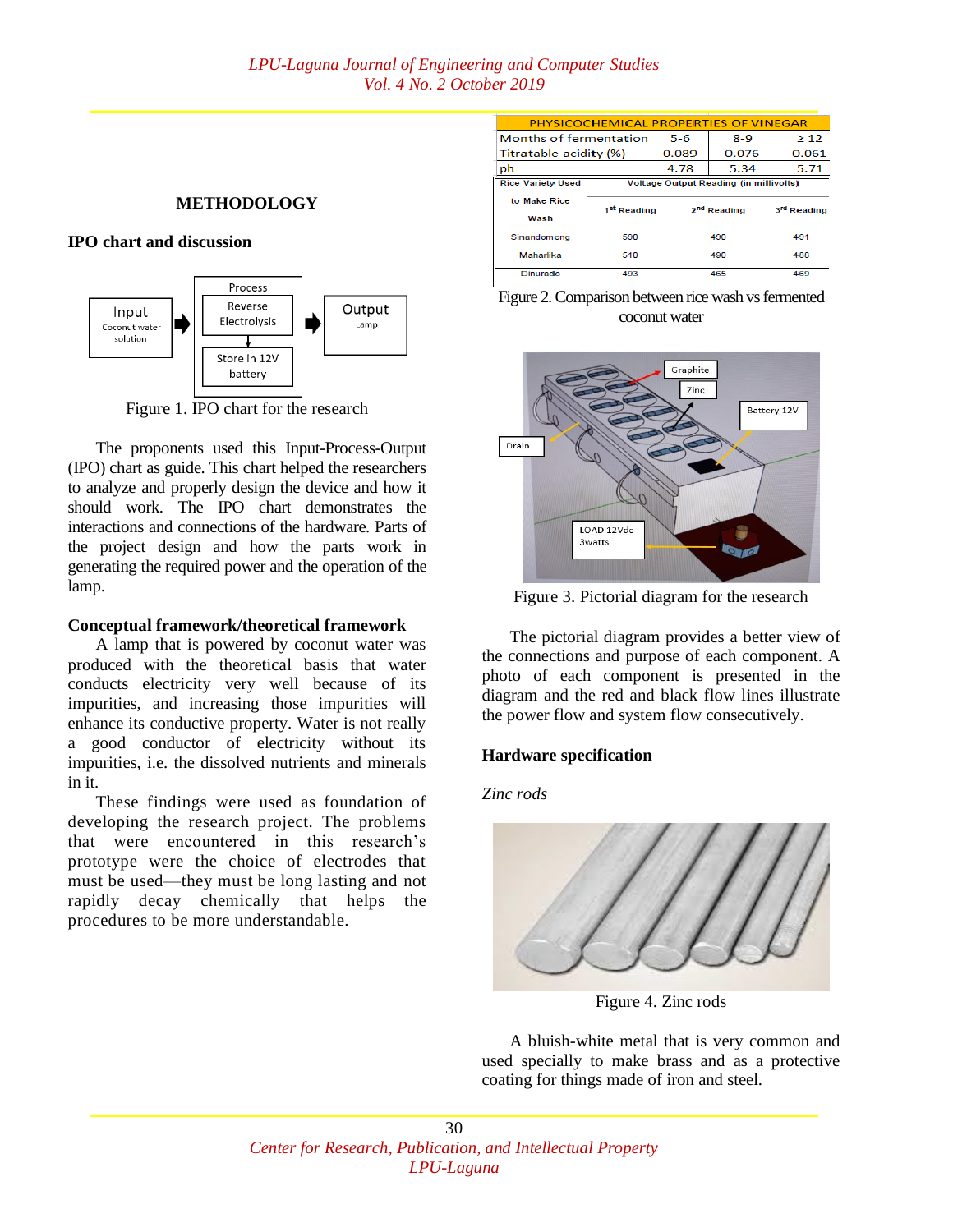## METHODOLOGY

### IPO chart and discussion

Figure 1. IPO chart for the research

The proponents used this Input-Process-Output (IPO) chart as guide. This chart helped the researchers to analyze and properly design the device and how it should work. The IPO chart demonstrates the interactions and connections of the hardware. Parts of the project design and how the parts work in generating the required power and the operation of the lamp.

### Conceptual framework/theoretical framework

A lamp that is powered by coconut water was produced with the theoretical basis that water conducts electricity very well because of its impurities, and increasing those impurities will enhance its conductive property. Water is not really a good conductor of electricity without its impurities, i.e. the dissolved nutrients and minerals in it.

These findings were used as foundation of developing the research project. The problems that were encountered in this research's prototype were the choice of electrodes that must be used—they must be long lasting and not rapidly decay chemically that helps the procedures to be more understandable.

| PHYSICOCHEMICAL PROPERTIES OF VINEGAR | | | |
|---|---|---|---|
| Months of fermentation | 5-6 | 8-9 | ≥ 12 |
| Titratable acidity (%) | 0.089 | 0.076 | 0.061 |
| ph | 4.78 | 5.34 | 5.71 |

| Rice Variety Used to Make Rice Wash | Voltage Output Reading (in millivolts) | | |
|---|---|---|---|
| | 1st Reading | 2nd Reading | 3rd Reading |
| Sinandomeng | 590 | 490 | 491 |
| Maharlika | 510 | 490 | 488 |
| Dinurado | 493 | 465 | 469 |

Figure 2. Comparison between rice wash vs fermented coconut water

Figure 3. Pictorial diagram for the research

The pictorial diagram provides a better view of the connections and purpose of each component. A photo of each component is presented in the diagram and the red and black flow lines illustrate the power flow and system flow consecutively.

### Hardware specification

*Zinc rods*

Figure 4. Zinc rods

A bluish-white metal that is very common and used specially to make brass and as a protective coating for things made of iron and steel.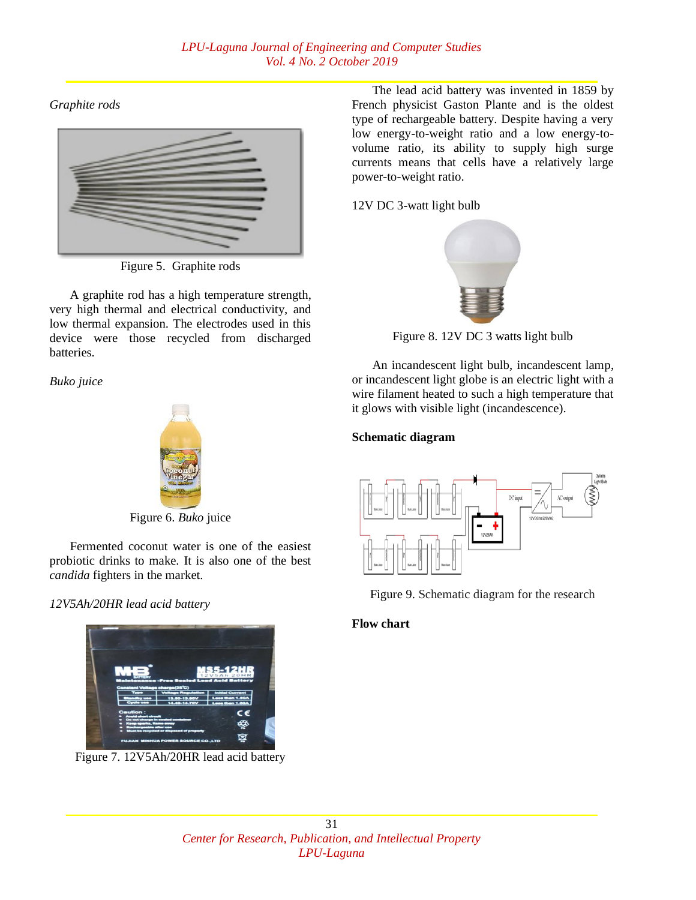*Graphite rods*

Figure 5. Graphite rods

A graphite rod has a high temperature strength, very high thermal and electrical conductivity, and low thermal expansion. The electrodes used in this device were those recycled from discharged batteries.

*Buko juice*

Figure 6. *Buko* juice

Fermented coconut water is one of the easiest probiotic drinks to make. It is also one of the best *candida* fighters in the market.

*12V5Ah/20HR lead acid battery*

Figure 7. 12V5Ah/20HR lead acid battery

The lead acid battery was invented in 1859 by French physicist Gaston Plante and is the oldest type of rechargeable battery. Despite having a very low energy-to-weight ratio and a low energy-to-volume ratio, its ability to supply high surge currents means that cells have a relatively large power-to-weight ratio.

12V DC 3-watt light bulb

Figure 8. 12V DC 3 watts light bulb

An incandescent light bulb, incandescent lamp, or incandescent light globe is an electric light with a wire filament heated to such a high temperature that it glows with visible light (incandescence).

**Schematic diagram**

Figure 9. Schematic diagram for the research

**Flow chart**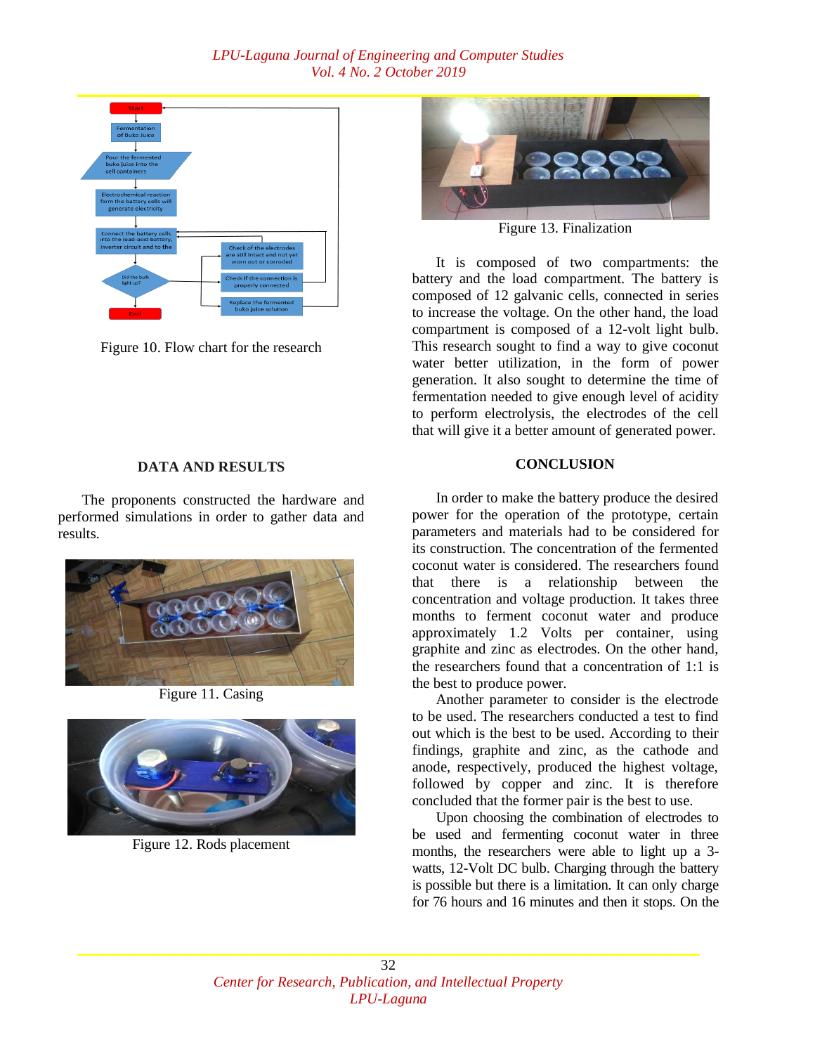Figure 10. Flow chart for the research

Figure 13. Finalization

It is composed of two compartments: the battery and the load compartment. The battery is composed of 12 galvanic cells, connected in series to increase the voltage. On the other hand, the load compartment is composed of a 12-volt light bulb. This research sought to find a way to give coconut water better utilization, in the form of power generation. It also sought to determine the time of fermentation needed to give enough level of acidity to perform electrolysis, the electrodes of the cell that will give it a better amount of generated power.

## DATA AND RESULTS

The proponents constructed the hardware and performed simulations in order to gather data and results.

Figure 11. Casing

Figure 12. Rods placement

## CONCLUSION

In order to make the battery produce the desired power for the operation of the prototype, certain parameters and materials had to be considered for its construction. The concentration of the fermented coconut water is considered. The researchers found that there is a relationship between the concentration and voltage production. It takes three months to ferment coconut water and produce approximately 1.2 Volts per container, using graphite and zinc as electrodes. On the other hand, the researchers found that a concentration of 1:1 is the best to produce power.

Another parameter to consider is the electrode to be used. The researchers conducted a test to find out which is the best to be used. According to their findings, graphite and zinc, as the cathode and anode, respectively, produced the highest voltage, followed by copper and zinc. It is therefore concluded that the former pair is the best to use.

Upon choosing the combination of electrodes to be used and fermenting coconut water in three months, the researchers were able to light up a 3-watts, 12-Volt DC bulb. Charging through the battery is possible but there is a limitation. It can only charge for 76 hours and 16 minutes and then it stops. On the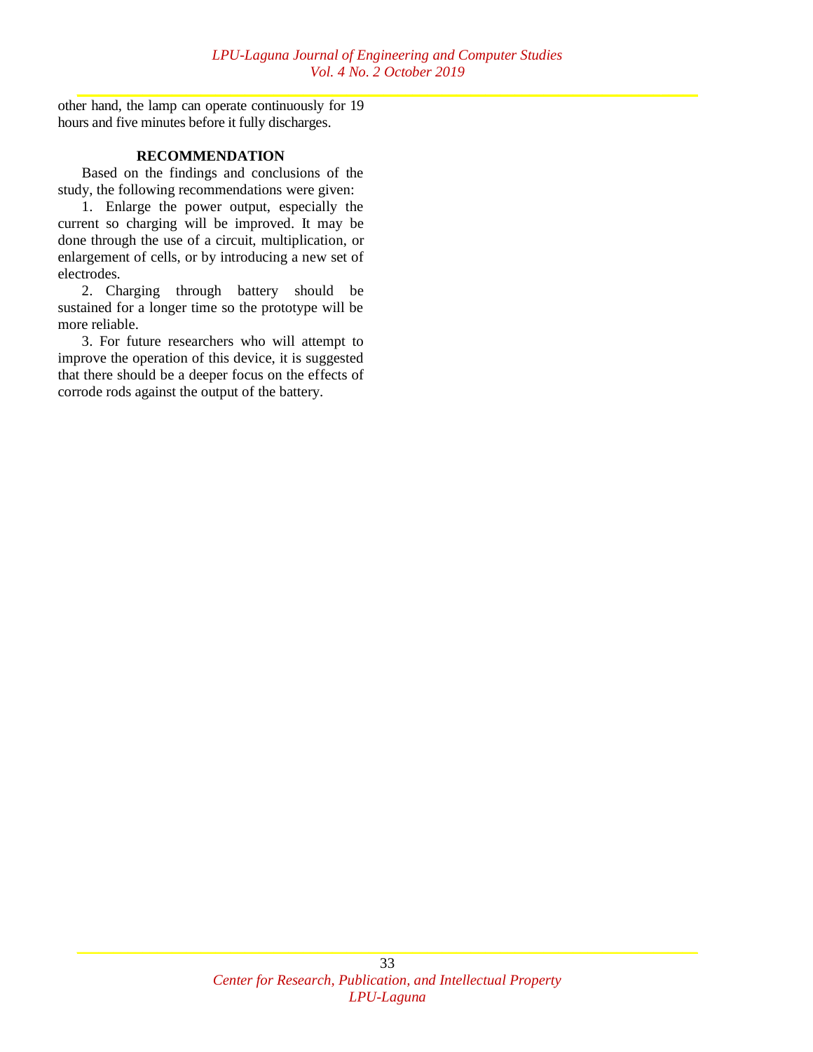other hand, the lamp can operate continuously for 19 hours and five minutes before it fully discharges.

## RECOMMENDATION

Based on the findings and conclusions of the study, the following recommendations were given:

1. Enlarge the power output, especially the current so charging will be improved. It may be done through the use of a circuit, multiplication, or enlargement of cells, or by introducing a new set of electrodes.
2. Charging through battery should be sustained for a longer time so the prototype will be more reliable.
3. For future researchers who will attempt to improve the operation of this device, it is suggested that there should be a deeper focus on the effects of corrode rods against the output of the battery.